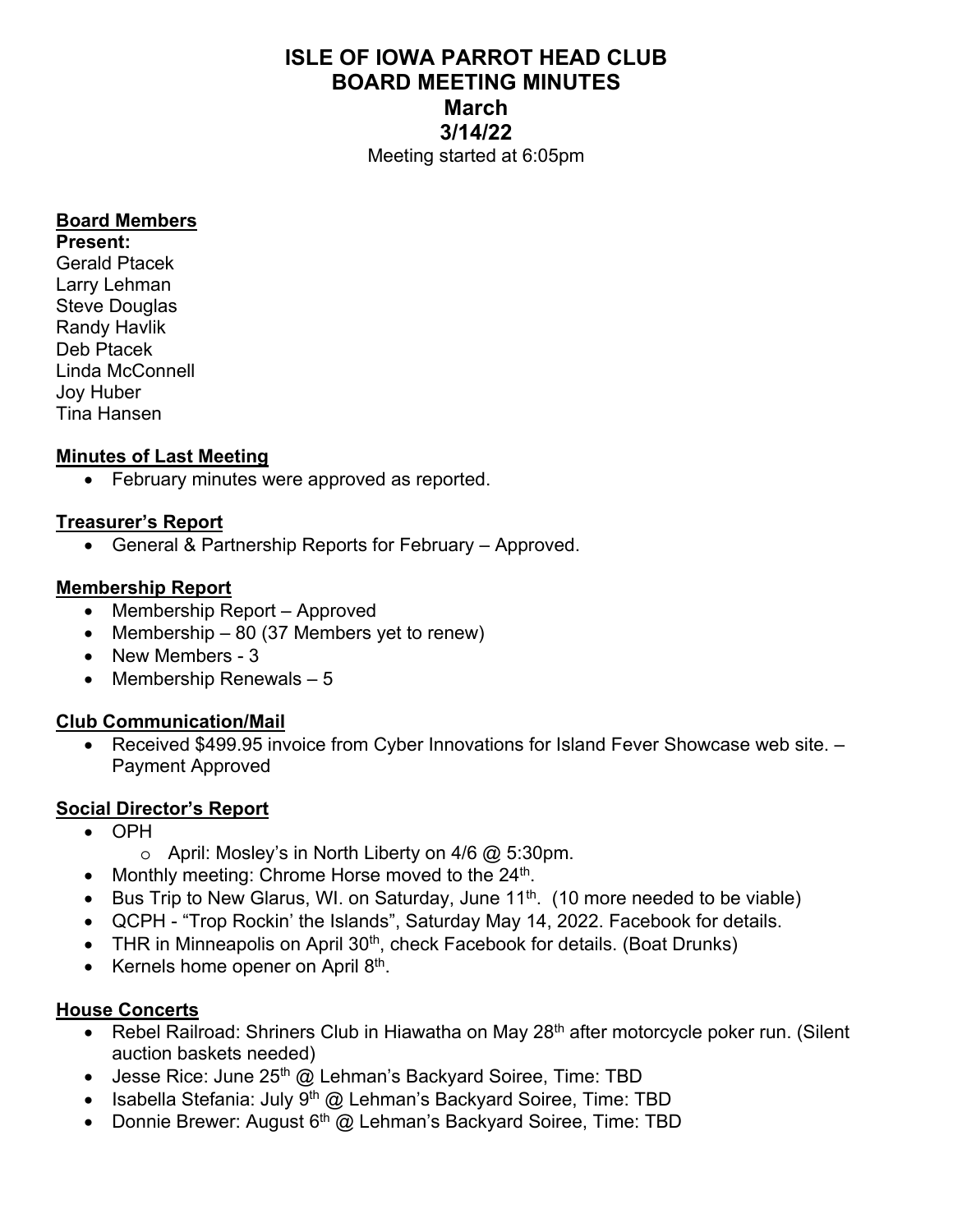# ISLE OF IOWA PARROT HEAD CLUB
# BOARD MEETING MINUTES
# March
# 3/14/22

Meeting started at 6:05pm

## Board Members

**Present:**
Gerald Ptacek
Larry Lehman
Steve Douglas
Randy Havlik
Deb Ptacek
Linda McConnell
Joy Huber
Tina Hansen

## Minutes of Last Meeting

- February minutes were approved as reported.

## Treasurer's Report

- General & Partnership Reports for February – Approved.

## Membership Report

- Membership Report – Approved
- Membership – 80 (37 Members yet to renew)
- New Members - 3
- Membership Renewals – 5

## Club Communication/Mail

- Received $499.95 invoice from Cyber Innovations for Island Fever Showcase web site. – Payment Approved

## Social Director's Report

- OPH
  - April: Mosley's in North Liberty on 4/6 @ 5:30pm.
- Monthly meeting: Chrome Horse moved to the 24th.
- Bus Trip to New Glarus, WI. on Saturday, June 11th. (10 more needed to be viable)
- QCPH - "Trop Rockin' the Islands", Saturday May 14, 2022. Facebook for details.
- THR in Minneapolis on April 30th, check Facebook for details. (Boat Drunks)
- Kernels home opener on April 8th.

## House Concerts

- Rebel Railroad: Shriners Club in Hiawatha on May 28th after motorcycle poker run. (Silent auction baskets needed)
- Jesse Rice: June 25th @ Lehman's Backyard Soiree, Time: TBD
- Isabella Stefania: July 9th @ Lehman's Backyard Soiree, Time: TBD
- Donnie Brewer: August 6th @ Lehman's Backyard Soiree, Time: TBD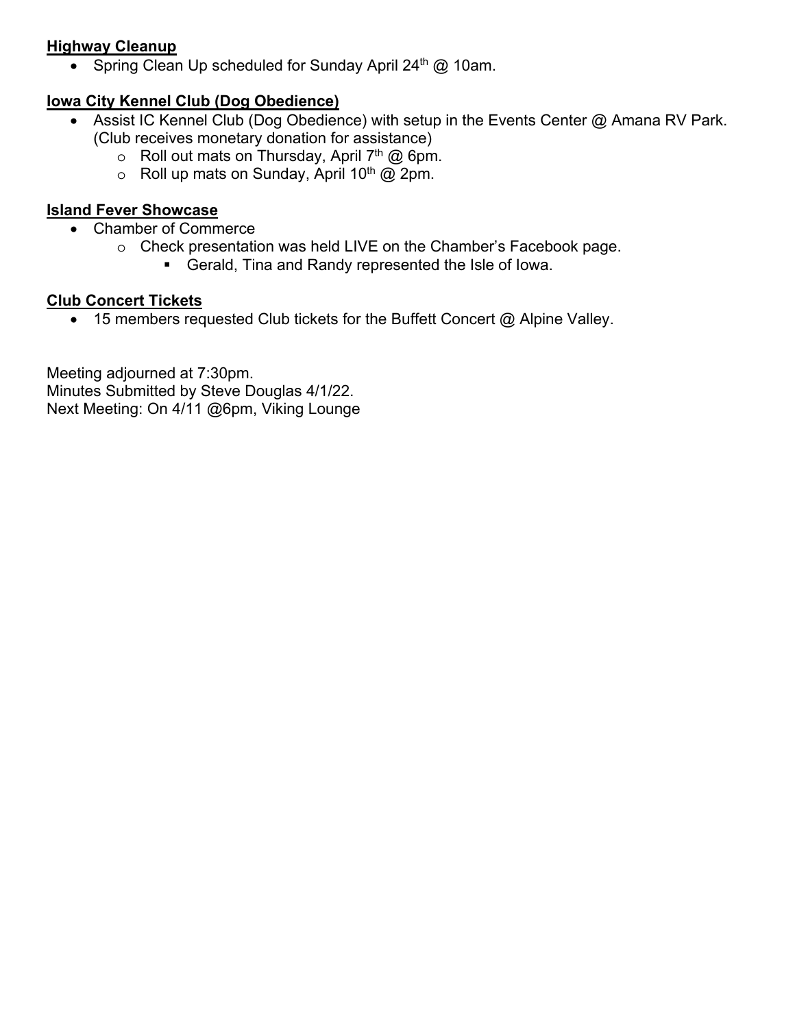**Highway Cleanup**

- Spring Clean Up scheduled for Sunday April 24th @ 10am.

**Iowa City Kennel Club (Dog Obedience)**

- Assist IC Kennel Club (Dog Obedience) with setup in the Events Center @ Amana RV Park. (Club receives monetary donation for assistance)
  - Roll out mats on Thursday, April 7th @ 6pm.
  - Roll up mats on Sunday, April 10th @ 2pm.

**Island Fever Showcase**

- Chamber of Commerce
  - Check presentation was held LIVE on the Chamber's Facebook page.
    - Gerald, Tina and Randy represented the Isle of Iowa.

**Club Concert Tickets**

- 15 members requested Club tickets for the Buffett Concert @ Alpine Valley.

Meeting adjourned at 7:30pm.
Minutes Submitted by Steve Douglas 4/1/22.
Next Meeting: On 4/11 @6pm, Viking Lounge